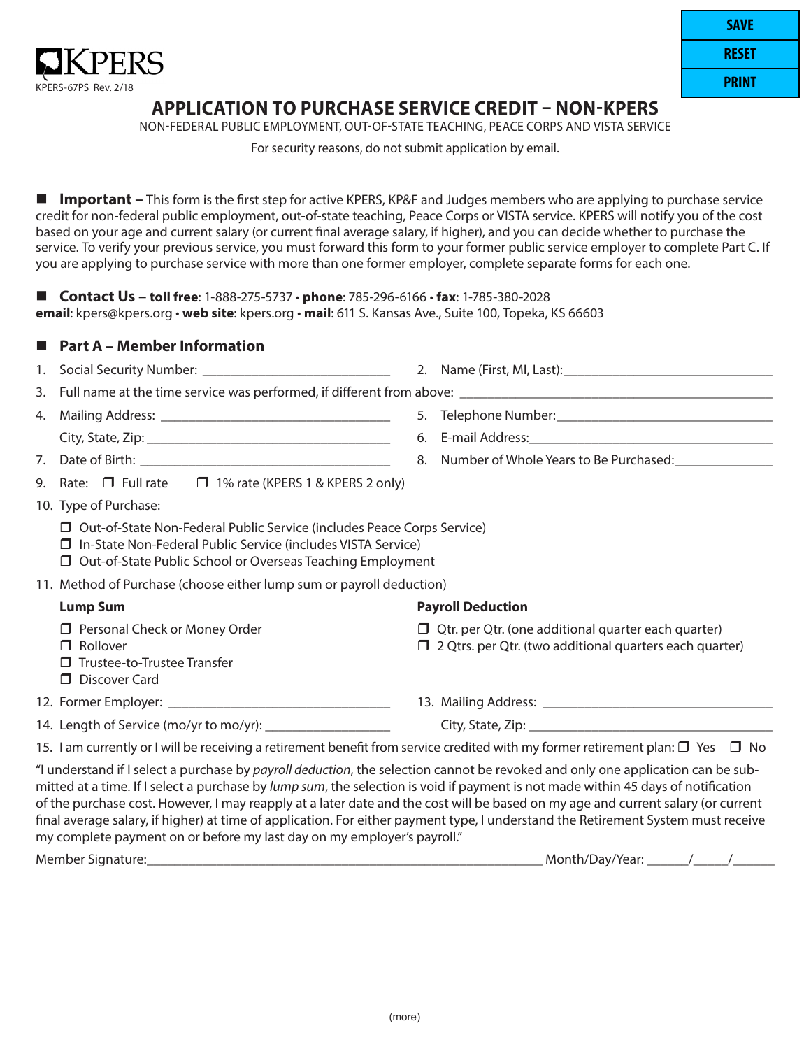KPERS

KPERS-67PS Rev. 2/18

SAVE
RESET
PRINT

# APPLICATION TO PURCHASE SERVICE CREDIT – NON-KPERS

NON-FEDERAL PUBLIC EMPLOYMENT, OUT-OF-STATE TEACHING, PEACE CORPS AND VISTA SERVICE

For security reasons, do not submit application by email.

■ **Important –** This form is the first step for active KPERS, KP&F and Judges members who are applying to purchase service credit for non-federal public employment, out-of-state teaching, Peace Corps or VISTA service. KPERS will notify you of the cost based on your age and current salary (or current final average salary, if higher), and you can decide whether to purchase the service. To verify your previous service, you must forward this form to your former public service employer to complete Part C. If you are applying to purchase service with more than one former employer, complete separate forms for each one.

■ **Contact Us – toll free**: 1-888-275-5737 • **phone**: 785-296-6166 • **fax**: 1-785-380-2028
**email**: kpers@kpers.org • **web site**: kpers.org • **mail**: 611 S. Kansas Ave., Suite 100, Topeka, KS 66603

## ■ Part A – Member Information

1. Social Security Number: ____________________________
2. Name (First, MI, Last): ________________________________
3. Full name at the time service was performed, if different from above: ______________________________________________
4. Mailing Address: ___________________________________
   City, State, Zip: ____________________________________
5. Telephone Number: _________________________________
6. E-mail Address: ____________________________________
7. Date of Birth: ______________________________________
8. Number of Whole Years to Be Purchased: ______________
9. Rate: ☐ Full rate ☐ 1% rate (KPERS 1 & KPERS 2 only)
10. Type of Purchase:
    - ☐ Out-of-State Non-Federal Public Service (includes Peace Corps Service)
    - ☐ In-State Non-Federal Public Service (includes VISTA Service)
    - ☐ Out-of-State Public School or Overseas Teaching Employment
11. Method of Purchase (choose either lump sum or payroll deduction)

    **Lump Sum**
    - ☐ Personal Check or Money Order
    - ☐ Rollover
    - ☐ Trustee-to-Trustee Transfer
    - ☐ Discover Card

    **Payroll Deduction**
    - ☐ Qtr. per Qtr. (one additional quarter each quarter)
    - ☐ 2 Qtrs. per Qtr. (two additional quarters each quarter)
12. Former Employer: ___________________________________
13. Mailing Address: ___________________________________
    City, State, Zip: ____________________________________
14. Length of Service (mo/yr to mo/yr): __________________
15. I am currently or I will be receiving a retirement benefit from service credited with my former retirement plan: ☐ Yes ☐ No

"I understand if I select a purchase by *payroll deduction*, the selection cannot be revoked and only one application can be submitted at a time. If I select a purchase by *lump sum*, the selection is void if payment is not made within 45 days of notification of the purchase cost. However, I may reapply at a later date and the cost will be based on my age and current salary (or current final average salary, if higher) at time of application. For either payment type, I understand the Retirement System must receive my complete payment on or before my last day on my employer's payroll."

Member Signature: ____________________________________________ Month/Day/Year: ______/_____/______

(more)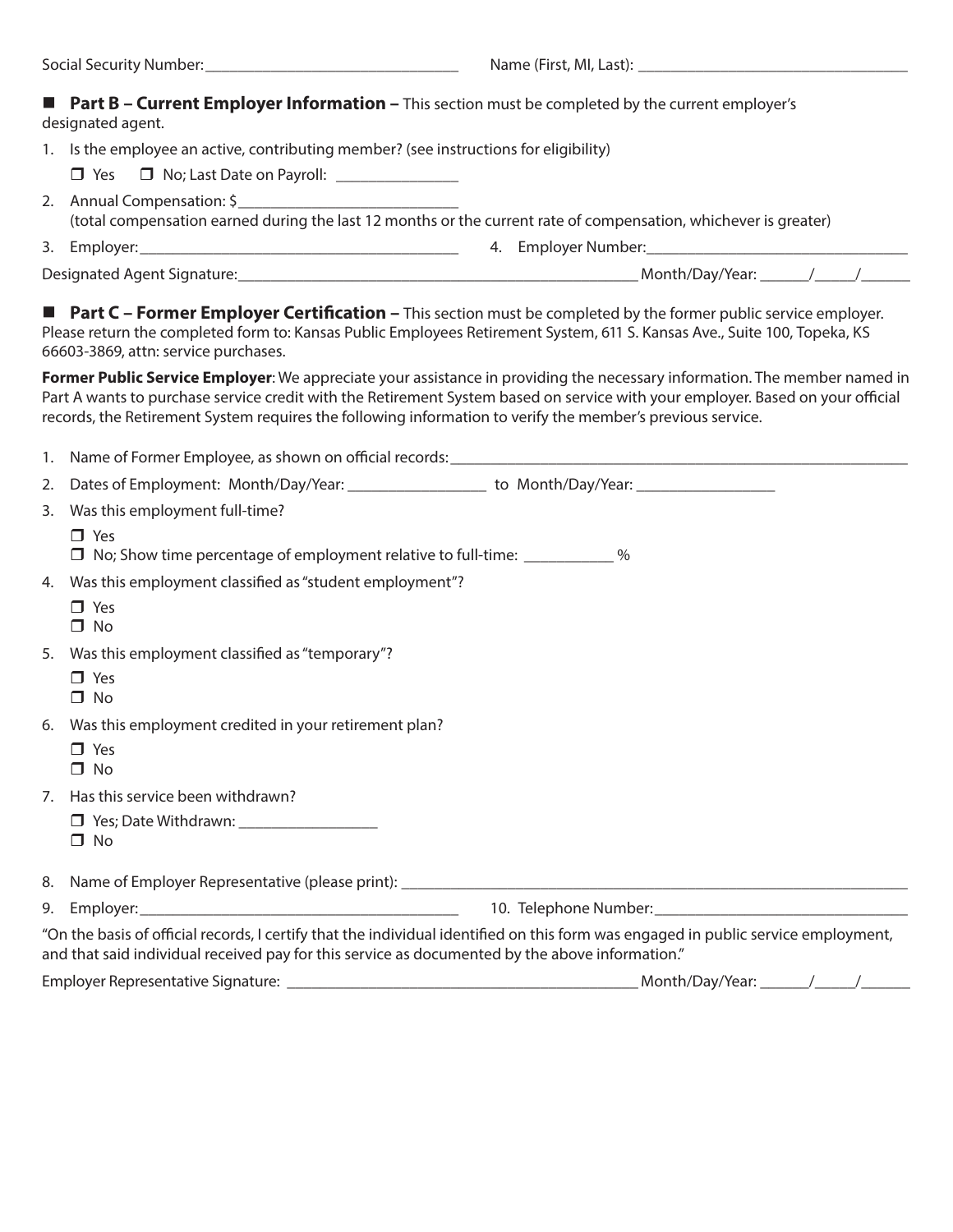Social Security Number:_______________________________ Name (First, MI, Last): _________________________________

## ■ Part B – Current Employer Information – 
This section must be completed by the current employer's designated agent.

1. Is the employee an active, contributing member? (see instructions for eligibility)

   ❒ Yes ❒ No; Last Date on Payroll: _______________

2. Annual Compensation: $___________________________
   (total compensation earned during the last 12 months or the current rate of compensation, whichever is greater)

3. Employer:_______________________________________ 4. Employer Number:________________________________

Designated Agent Signature:_________________________________________________ Month/Day/Year: ______/_____/______

## ■ Part C – Former Employer Certification – 
This section must be completed by the former public service employer. Please return the completed form to: Kansas Public Employees Retirement System, 611 S. Kansas Ave., Suite 100, Topeka, KS 66603-3869, attn: service purchases.

**Former Public Service Employer**: We appreciate your assistance in providing the necessary information. The member named in Part A wants to purchase service credit with the Retirement System based on service with your employer. Based on your official records, the Retirement System requires the following information to verify the member's previous service.

1. Name of Former Employee, as shown on official records:___________________________________________________________

2. Dates of Employment: Month/Day/Year: ________________ to Month/Day/Year: _________________

3. Was this employment full-time?

   ❒ Yes
   ❒ No; Show time percentage of employment relative to full-time: ___________ %

4. Was this employment classified as "student employment"?

   ❒ Yes
   ❒ No

5. Was this employment classified as "temporary"?

   ❒ Yes
   ❒ No

6. Was this employment credited in your retirement plan?

   ❒ Yes
   ❒ No

7. Has this service been withdrawn?

   ❒ Yes; Date Withdrawn: _________________
   ❒ No

8. Name of Employer Representative (please print): _________________________________________________________________

9. Employer:_______________________________________ 10. Telephone Number:_______________________________

"On the basis of official records, I certify that the individual identified on this form was engaged in public service employment, and that said individual received pay for this service as documented by the above information."

Employer Representative Signature: ____________________________________________ Month/Day/Year: ______/_____/______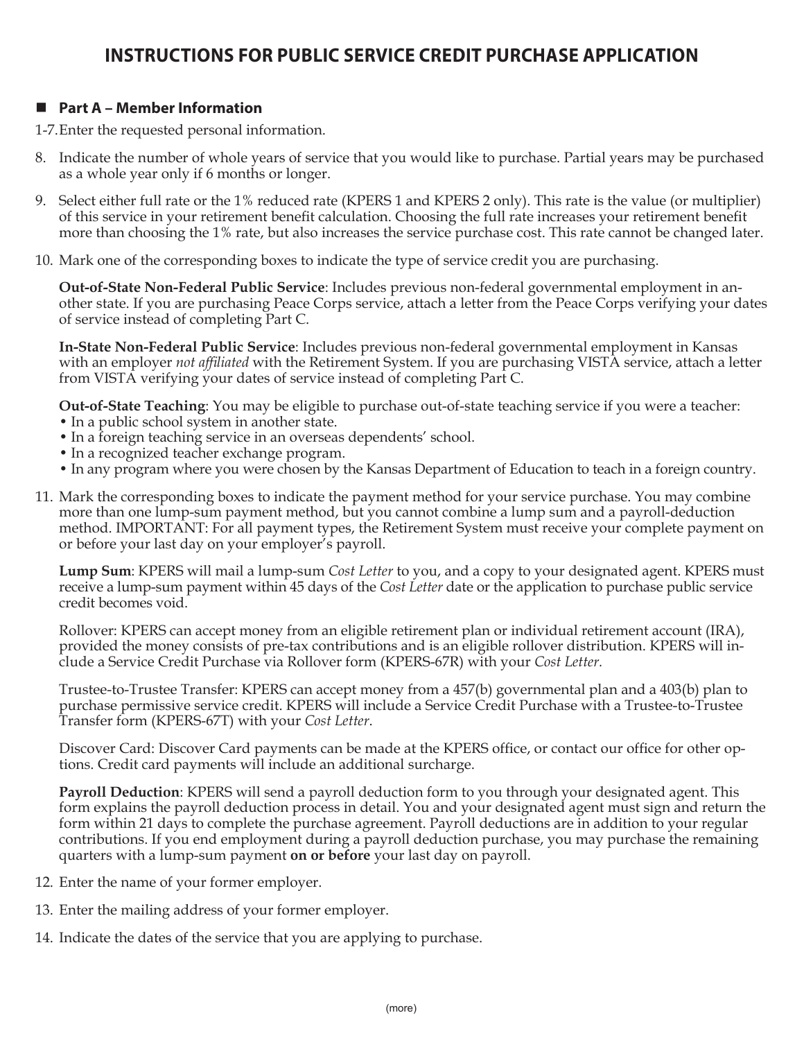# INSTRUCTIONS FOR PUBLIC SERVICE CREDIT PURCHASE APPLICATION

## ■ Part A – Member Information

1-7. Enter the requested personal information.

8. Indicate the number of whole years of service that you would like to purchase. Partial years may be purchased as a whole year only if 6 months or longer.

9. Select either full rate or the 1% reduced rate (KPERS 1 and KPERS 2 only). This rate is the value (or multiplier) of this service in your retirement benefit calculation. Choosing the full rate increases your retirement benefit more than choosing the 1% rate, but also increases the service purchase cost. This rate cannot be changed later.

10. Mark one of the corresponding boxes to indicate the type of service credit you are purchasing.

    **Out-of-State Non-Federal Public Service**: Includes previous non-federal governmental employment in another state. If you are purchasing Peace Corps service, attach a letter from the Peace Corps verifying your dates of service instead of completing Part C.

    **In-State Non-Federal Public Service**: Includes previous non-federal governmental employment in Kansas with an employer *not affiliated* with the Retirement System. If you are purchasing VISTA service, attach a letter from VISTA verifying your dates of service instead of completing Part C.

    **Out-of-State Teaching**: You may be eligible to purchase out-of-state teaching service if you were a teacher:
    - In a public school system in another state.
    - In a foreign teaching service in an overseas dependents' school.
    - In a recognized teacher exchange program.
    - In any program where you were chosen by the Kansas Department of Education to teach in a foreign country.

11. Mark the corresponding boxes to indicate the payment method for your service purchase. You may combine more than one lump-sum payment method, but you cannot combine a lump sum and a payroll-deduction method. IMPORTANT: For all payment types, the Retirement System must receive your complete payment on or before your last day on your employer's payroll.

    **Lump Sum**: KPERS will mail a lump-sum *Cost Letter* to you, and a copy to your designated agent. KPERS must receive a lump-sum payment within 45 days of the *Cost Letter* date or the application to purchase public service credit becomes void.

    Rollover: KPERS can accept money from an eligible retirement plan or individual retirement account (IRA), provided the money consists of pre-tax contributions and is an eligible rollover distribution. KPERS will include a Service Credit Purchase via Rollover form (KPERS-67R) with your *Cost Letter.*

    Trustee-to-Trustee Transfer: KPERS can accept money from a 457(b) governmental plan and a 403(b) plan to purchase permissive service credit. KPERS will include a Service Credit Purchase with a Trustee-to-Trustee Transfer form (KPERS-67T) with your *Cost Letter*.

    Discover Card: Discover Card payments can be made at the KPERS office, or contact our office for other options. Credit card payments will include an additional surcharge.

    **Payroll Deduction**: KPERS will send a payroll deduction form to you through your designated agent. This form explains the payroll deduction process in detail. You and your designated agent must sign and return the form within 21 days to complete the purchase agreement. Payroll deductions are in addition to your regular contributions. If you end employment during a payroll deduction purchase, you may purchase the remaining quarters with a lump-sum payment **on or before** your last day on payroll.

12. Enter the name of your former employer.

13. Enter the mailing address of your former employer.

14. Indicate the dates of the service that you are applying to purchase.

(more)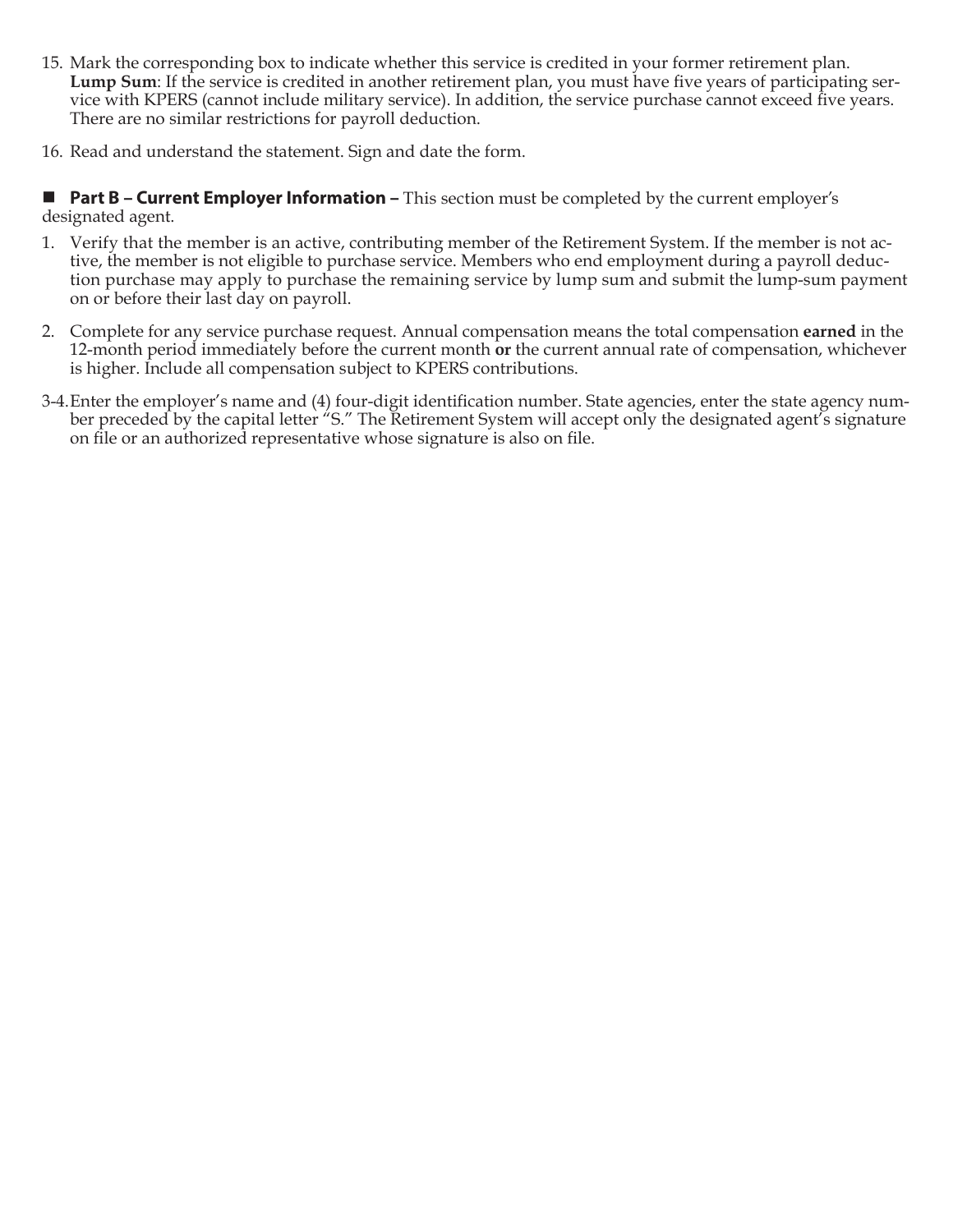15. Mark the corresponding box to indicate whether this service is credited in your former retirement plan.
    **Lump Sum**: If the service is credited in another retirement plan, you must have five years of participating service with KPERS (cannot include military service). In addition, the service purchase cannot exceed five years. There are no similar restrictions for payroll deduction.

16. Read and understand the statement. Sign and date the form.

■ **Part B – Current Employer Information –** This section must be completed by the current employer's designated agent.

1. Verify that the member is an active, contributing member of the Retirement System. If the member is not active, the member is not eligible to purchase service. Members who end employment during a payroll deduction purchase may apply to purchase the remaining service by lump sum and submit the lump-sum payment on or before their last day on payroll.

2. Complete for any service purchase request. Annual compensation means the total compensation **earned** in the 12-month period immediately before the current month **or** the current annual rate of compensation, whichever is higher. Include all compensation subject to KPERS contributions.

3-4. Enter the employer's name and (4) four-digit identification number. State agencies, enter the state agency number preceded by the capital letter "S." The Retirement System will accept only the designated agent's signature on file or an authorized representative whose signature is also on file.